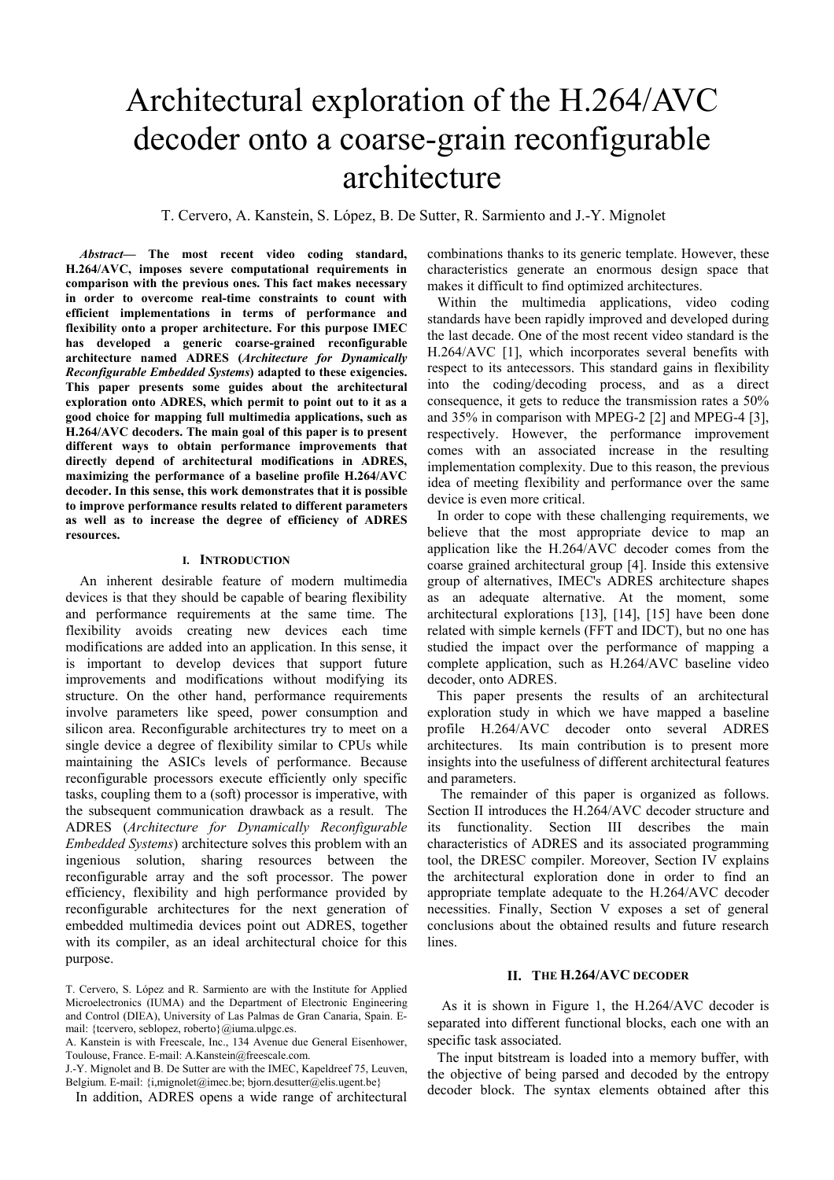# Architectural exploration of the H.264/AVC decoder onto a coarse-grain reconfigurable architecture

T. Cervero, A. Kanstein, S. López, B. De Sutter, R. Sarmiento and J.-Y. Mignolet

***Abstract*— The most recent video coding standard, H.264/AVC, imposes severe computational requirements in comparison with the previous ones. This fact makes necessary in order to overcome real-time constraints to count with efficient implementations in terms of performance and flexibility onto a proper architecture. For this purpose IMEC has developed a generic coarse-grained reconfigurable architecture named ADRES (*Architecture for Dynamically Reconfigurable Embedded Systems*) adapted to these exigencies. This paper presents some guides about the architectural exploration onto ADRES, which permit to point out to it as a good choice for mapping full multimedia applications, such as H.264/AVC decoders. The main goal of this paper is to present different ways to obtain performance improvements that directly depend of architectural modifications in ADRES, maximizing the performance of a baseline profile H.264/AVC decoder. In this sense, this work demonstrates that it is possible to improve performance results related to different parameters as well as to increase the degree of efficiency of ADRES resources.**

## I. Introduction

An inherent desirable feature of modern multimedia devices is that they should be capable of bearing flexibility and performance requirements at the same time. The flexibility avoids creating new devices each time modifications are added into an application. In this sense, it is important to develop devices that support future improvements and modifications without modifying its structure. On the other hand, performance requirements involve parameters like speed, power consumption and silicon area. Reconfigurable architectures try to meet on a single device a degree of flexibility similar to CPUs while maintaining the ASICs levels of performance. Because reconfigurable processors execute efficiently only specific tasks, coupling them to a (soft) processor is imperative, with the subsequent communication drawback as a result. The ADRES (*Architecture for Dynamically Reconfigurable Embedded Systems*) architecture solves this problem with an ingenious solution, sharing resources between the reconfigurable array and the soft processor. The power efficiency, flexibility and high performance provided by reconfigurable architectures for the next generation of embedded multimedia devices point out ADRES, together with its compiler, as an ideal architectural choice for this purpose.

T. Cervero, S. López and R. Sarmiento are with the Institute for Applied Microelectronics (IUMA) and the Department of Electronic Engineering and Control (DIEA), University of Las Palmas de Gran Canaria, Spain. E-mail: {tcervero, seblopez, roberto}@iuma.ulpgc.es.

A. Kanstein is with Freescale, Inc., 134 Avenue due General Eisenhower, Toulouse, France. E-mail: A.Kanstein@freescale.com.

J.-Y. Mignolet and B. De Sutter are with the IMEC, Kapeldreef 75, Leuven, Belgium. E-mail: {i,mignolet@imec.be; bjorn.desutter@elis.ugent.be}

In addition, ADRES opens a wide range of architectural combinations thanks to its generic template. However, these characteristics generate an enormous design space that makes it difficult to find optimized architectures.

Within the multimedia applications, video coding standards have been rapidly improved and developed during the last decade. One of the most recent video standard is the H.264/AVC [1], which incorporates several benefits with respect to its antecessors. This standard gains in flexibility into the coding/decoding process, and as a direct consequence, it gets to reduce the transmission rates a 50% and 35% in comparison with MPEG-2 [2] and MPEG-4 [3], respectively. However, the performance improvement comes with an associated increase in the resulting implementation complexity. Due to this reason, the previous idea of meeting flexibility and performance over the same device is even more critical.

In order to cope with these challenging requirements, we believe that the most appropriate device to map an application like the H.264/AVC decoder comes from the coarse grained architectural group [4]. Inside this extensive group of alternatives, IMEC's ADRES architecture shapes as an adequate alternative. At the moment, some architectural explorations [13], [14], [15] have been done related with simple kernels (FFT and IDCT), but no one has studied the impact over the performance of mapping a complete application, such as H.264/AVC baseline video decoder, onto ADRES.

This paper presents the results of an architectural exploration study in which we have mapped a baseline profile H.264/AVC decoder onto several ADRES architectures. Its main contribution is to present more insights into the usefulness of different architectural features and parameters.

The remainder of this paper is organized as follows. Section II introduces the H.264/AVC decoder structure and its functionality. Section III describes the main characteristics of ADRES and its associated programming tool, the DRESC compiler. Moreover, Section IV explains the architectural exploration done in order to find an appropriate template adequate to the H.264/AVC decoder necessities. Finally, Section V exposes a set of general conclusions about the obtained results and future research lines.

## II. The H.264/AVC decoder

As it is shown in Figure 1, the H.264/AVC decoder is separated into different functional blocks, each one with an specific task associated.

The input bitstream is loaded into a memory buffer, with the objective of being parsed and decoded by the entropy decoder block. The syntax elements obtained after this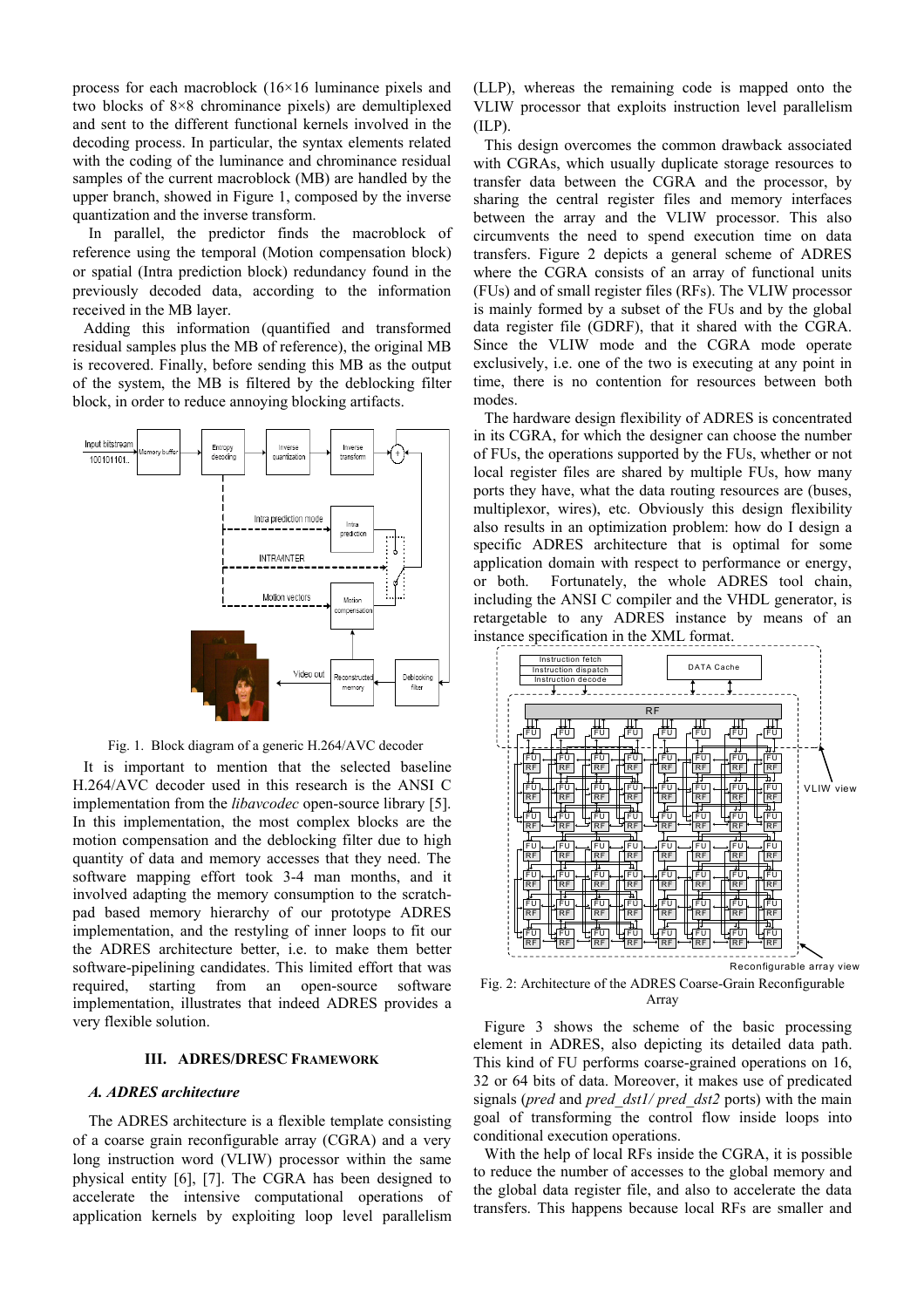process for each macroblock (16×16 luminance pixels and two blocks of 8×8 chrominance pixels) are demultiplexed and sent to the different functional kernels involved in the decoding process. In particular, the syntax elements related with the coding of the luminance and chrominance residual samples of the current macroblock (MB) are handled by the upper branch, showed in Figure 1, composed by the inverse quantization and the inverse transform.

In parallel, the predictor finds the macroblock of reference using the temporal (Motion compensation block) or spatial (Intra prediction block) redundancy found in the previously decoded data, according to the information received in the MB layer.

Adding this information (quantified and transformed residual samples plus the MB of reference), the original MB is recovered. Finally, before sending this MB as the output of the system, the MB is filtered by the deblocking filter block, in order to reduce annoying blocking artifacts.

Fig. 1. Block diagram of a generic H.264/AVC decoder

It is important to mention that the selected baseline H.264/AVC decoder used in this research is the ANSI C implementation from the *libavcodec* open-source library [5]. In this implementation, the most complex blocks are the motion compensation and the deblocking filter due to high quantity of data and memory accesses that they need. The software mapping effort took 3-4 man months, and it involved adapting the memory consumption to the scratch-pad based memory hierarchy of our prototype ADRES implementation, and the restyling of inner loops to fit our the ADRES architecture better, i.e. to make them better software-pipelining candidates. This limited effort that was required, starting from an open-source software implementation, illustrates that indeed ADRES provides a very flexible solution.

## III. ADRES/DRESC Framework

### *A. ADRES architecture*

The ADRES architecture is a flexible template consisting of a coarse grain reconfigurable array (CGRA) and a very long instruction word (VLIW) processor within the same physical entity [6], [7]. The CGRA has been designed to accelerate the intensive computational operations of application kernels by exploiting loop level parallelism (LLP), whereas the remaining code is mapped onto the VLIW processor that exploits instruction level parallelism (ILP).

This design overcomes the common drawback associated with CGRAs, which usually duplicate storage resources to transfer data between the CGRA and the processor, by sharing the central register files and memory interfaces between the array and the VLIW processor. This also circumvents the need to spend execution time on data transfers. Figure 2 depicts a general scheme of ADRES where the CGRA consists of an array of functional units (FUs) and of small register files (RFs). The VLIW processor is mainly formed by a subset of the FUs and by the global data register file (GDRF), that it shared with the CGRA. Since the VLIW mode and the CGRA mode operate exclusively, i.e. one of the two is executing at any point in time, there is no contention for resources between both modes.

The hardware design flexibility of ADRES is concentrated in its CGRA, for which the designer can choose the number of FUs, the operations supported by the FUs, whether or not local register files are shared by multiple FUs, how many ports they have, what the data routing resources are (buses, multiplexor, wires), etc. Obviously this design flexibility also results in an optimization problem: how do I design a specific ADRES architecture that is optimal for some application domain with respect to performance or energy, or both. Fortunately, the whole ADRES tool chain, including the ANSI C compiler and the VHDL generator, is retargetable to any ADRES instance by means of an instance specification in the XML format.

Fig. 2: Architecture of the ADRES Coarse-Grain Reconfigurable Array

Figure 3 shows the scheme of the basic processing element in ADRES, also depicting its detailed data path. This kind of FU performs coarse-grained operations on 16, 32 or 64 bits of data. Moreover, it makes use of predicated signals (*pred* and *pred_dst1*/ *pred_dst2* ports) with the main goal of transforming the control flow inside loops into conditional execution operations.

With the help of local RFs inside the CGRA, it is possible to reduce the number of accesses to the global memory and the global data register file, and also to accelerate the data transfers. This happens because local RFs are smaller and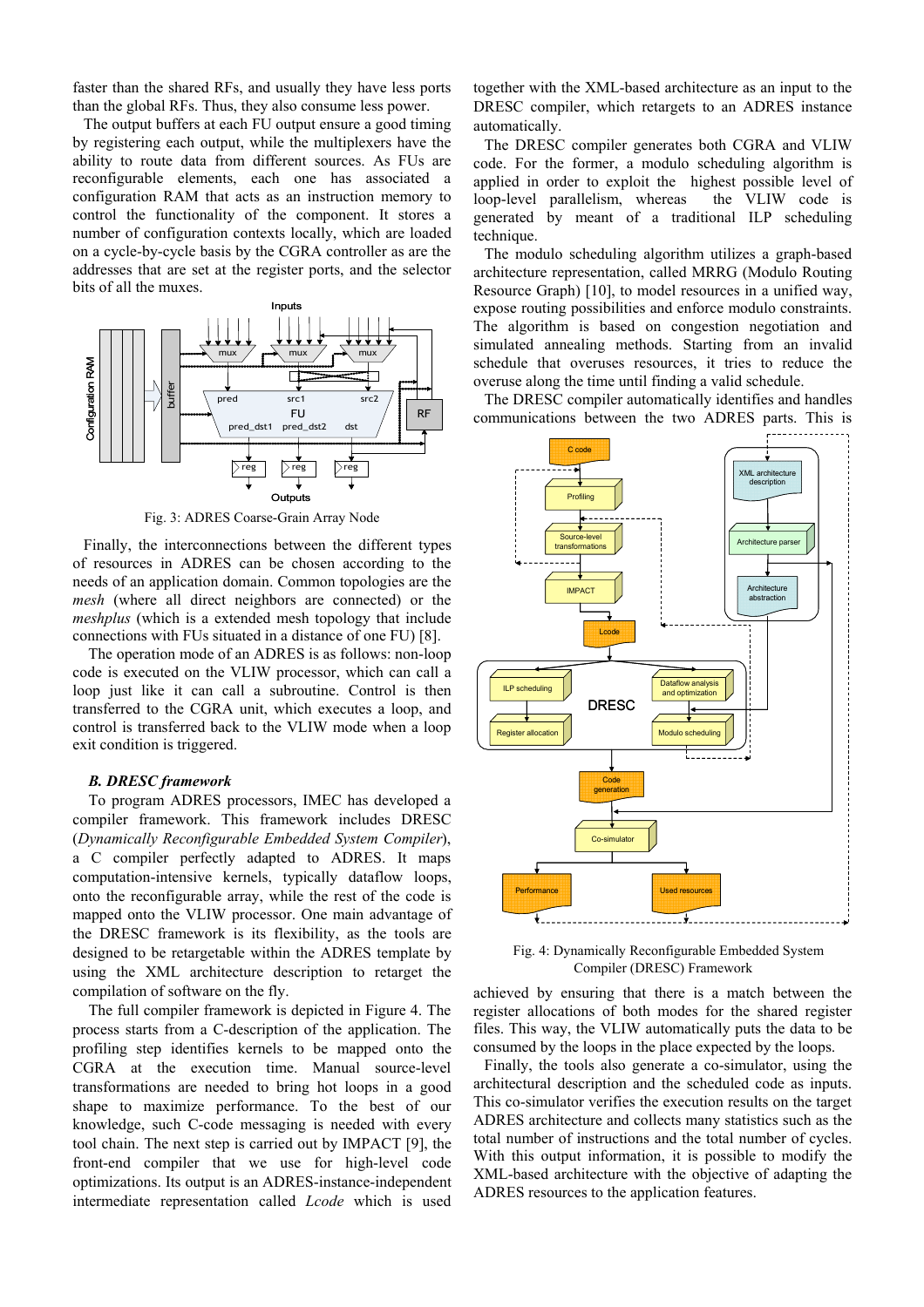faster than the shared RFs, and usually they have less ports than the global RFs. Thus, they also consume less power.

The output buffers at each FU output ensure a good timing by registering each output, while the multiplexers have the ability to route data from different sources. As FUs are reconfigurable elements, each one has associated a configuration RAM that acts as an instruction memory to control the functionality of the component. It stores a number of configuration contexts locally, which are loaded on a cycle-by-cycle basis by the CGRA controller as are the addresses that are set at the register ports, and the selector bits of all the muxes.

Fig. 3: ADRES Coarse-Grain Array Node

Finally, the interconnections between the different types of resources in ADRES can be chosen according to the needs of an application domain. Common topologies are the *mesh* (where all direct neighbors are connected) or the *meshplus* (which is a extended mesh topology that include connections with FUs situated in a distance of one FU) [8].

The operation mode of an ADRES is as follows: non-loop code is executed on the VLIW processor, which can call a loop just like it can call a subroutine. Control is then transferred to the CGRA unit, which executes a loop, and control is transferred back to the VLIW mode when a loop exit condition is triggered.

### *B. DRESC framework*

To program ADRES processors, IMEC has developed a compiler framework. This framework includes DRESC (*Dynamically Reconfigurable Embedded System Compiler*), a C compiler perfectly adapted to ADRES. It maps computation-intensive kernels, typically dataflow loops, onto the reconfigurable array, while the rest of the code is mapped onto the VLIW processor. One main advantage of the DRESC framework is its flexibility, as the tools are designed to be retargetable within the ADRES template by using the XML architecture description to retarget the compilation of software on the fly.

The full compiler framework is depicted in Figure 4. The process starts from a C-description of the application. The profiling step identifies kernels to be mapped onto the CGRA at the execution time. Manual source-level transformations are needed to bring hot loops in a good shape to maximize performance. To the best of our knowledge, such C-code messaging is needed with every tool chain. The next step is carried out by IMPACT [9], the front-end compiler that we use for high-level code optimizations. Its output is an ADRES-instance-independent intermediate representation called *Lcode* which is used together with the XML-based architecture as an input to the DRESC compiler, which retargets to an ADRES instance automatically.

The DRESC compiler generates both CGRA and VLIW code. For the former, a modulo scheduling algorithm is applied in order to exploit the highest possible level of loop-level parallelism, whereas the VLIW code is generated by meant of a traditional ILP scheduling technique.

The modulo scheduling algorithm utilizes a graph-based architecture representation, called MRRG (Modulo Routing Resource Graph) [10], to model resources in a unified way, expose routing possibilities and enforce modulo constraints. The algorithm is based on congestion negotiation and simulated annealing methods. Starting from an invalid schedule that overuses resources, it tries to reduce the overuse along the time until finding a valid schedule.

The DRESC compiler automatically identifies and handles communications between the two ADRES parts. This is achieved by ensuring that there is a match between the register allocations of both modes for the shared register files. This way, the VLIW automatically puts the data to be consumed by the loops in the place expected by the loops.

Fig. 4: Dynamically Reconfigurable Embedded System Compiler (DRESC) Framework

Finally, the tools also generate a co-simulator, using the architectural description and the scheduled code as inputs. This co-simulator verifies the execution results on the target ADRES architecture and collects many statistics such as the total number of instructions and the total number of cycles. With this output information, it is possible to modify the XML-based architecture with the objective of adapting the ADRES resources to the application features.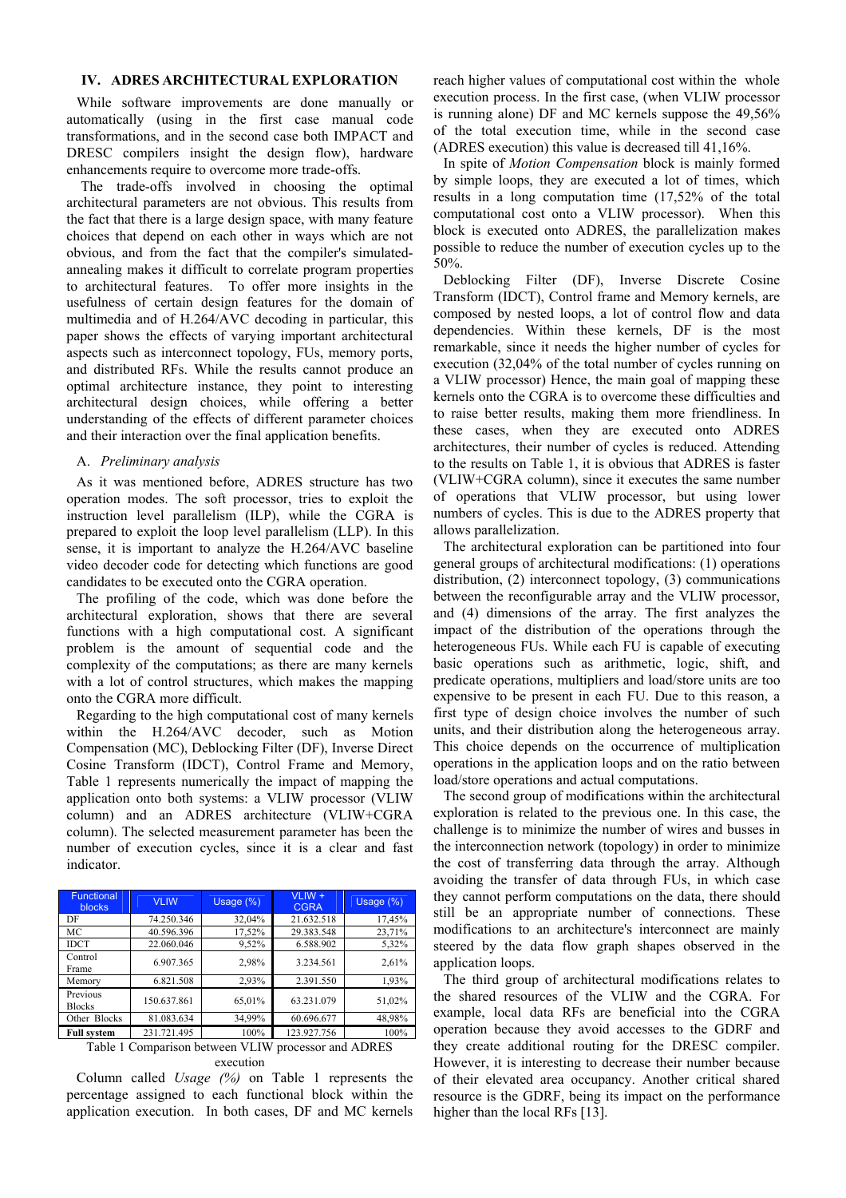## IV. ADRES ARCHITECTURAL EXPLORATION

While software improvements are done manually or automatically (using in the first case manual code transformations, and in the second case both IMPACT and DRESC compilers insight the design flow), hardware enhancements require to overcome more trade-offs.

The trade-offs involved in choosing the optimal architectural parameters are not obvious. This results from the fact that there is a large design space, with many feature choices that depend on each other in ways which are not obvious, and from the fact that the compiler's simulated-annealing makes it difficult to correlate program properties to architectural features. To offer more insights in the usefulness of certain design features for the domain of multimedia and of H.264/AVC decoding in particular, this paper shows the effects of varying important architectural aspects such as interconnect topology, FUs, memory ports, and distributed RFs. While the results cannot produce an optimal architecture instance, they point to interesting architectural design choices, while offering a better understanding of the effects of different parameter choices and their interaction over the final application benefits.

### A. *Preliminary analysis*

As it was mentioned before, ADRES structure has two operation modes. The soft processor, tries to exploit the instruction level parallelism (ILP), while the CGRA is prepared to exploit the loop level parallelism (LLP). In this sense, it is important to analyze the H.264/AVC baseline video decoder code for detecting which functions are good candidates to be executed onto the CGRA operation.

The profiling of the code, which was done before the architectural exploration, shows that there are several functions with a high computational cost. A significant problem is the amount of sequential code and the complexity of the computations; as there are many kernels with a lot of control structures, which makes the mapping onto the CGRA more difficult.

Regarding to the high computational cost of many kernels within the H.264/AVC decoder, such as Motion Compensation (MC), Deblocking Filter (DF), Inverse Direct Cosine Transform (IDCT), Control Frame and Memory, Table 1 represents numerically the impact of mapping the application onto both systems: a VLIW processor (VLIW column) and an ADRES architecture (VLIW+CGRA column). The selected measurement parameter has been the number of execution cycles, since it is a clear and fast indicator.

| Functional blocks | VLIW | Usage (%) | VLIW + CGRA | Usage (%) |
|---|---|---|---|---|
| DF | 74.250.346 | 32,04% | 21.632.518 | 17,45% |
| MC | 40.596.396 | 17,52% | 29.383.548 | 23,71% |
| IDCT | 22.060.046 | 9,52% | 6.588.902 | 5,32% |
| Control Frame | 6.907.365 | 2,98% | 3.234.561 | 2,61% |
| Memory | 6.821.508 | 2,93% | 2.391.550 | 1,93% |
| Previous Blocks | 150.637.861 | 65,01% | 63.231.079 | 51,02% |
| Other Blocks | 81.083.634 | 34,99% | 60.696.677 | 48,98% |
| **Full system** | 231.721.495 | 100% | 123.927.756 | 100% |

Table 1 Comparison between VLIW processor and ADRES execution

Column called *Usage (%)* on Table 1 represents the percentage assigned to each functional block within the application execution. In both cases, DF and MC kernels reach higher values of computational cost within the whole execution process. In the first case, (when VLIW processor is running alone) DF and MC kernels suppose the 49,56% of the total execution time, while in the second case (ADRES execution) this value is decreased till 41,16%.

In spite of *Motion Compensation* block is mainly formed by simple loops, they are executed a lot of times, which results in a long computation time (17,52% of the total computational cost onto a VLIW processor). When this block is executed onto ADRES, the parallelization makes possible to reduce the number of execution cycles up to the 50%.

Deblocking Filter (DF), Inverse Discrete Cosine Transform (IDCT), Control frame and Memory kernels, are composed by nested loops, a lot of control flow and data dependencies. Within these kernels, DF is the most remarkable, since it needs the higher number of cycles for execution (32,04% of the total number of cycles running on a VLIW processor) Hence, the main goal of mapping these kernels onto the CGRA is to overcome these difficulties and to raise better results, making them more friendliness. In these cases, when they are executed onto ADRES architectures, their number of cycles is reduced. Attending to the results on Table 1, it is obvious that ADRES is faster (VLIW+CGRA column), since it executes the same number of operations that VLIW processor, but using lower numbers of cycles. This is due to the ADRES property that allows parallelization.

The architectural exploration can be partitioned into four general groups of architectural modifications: (1) operations distribution, (2) interconnect topology, (3) communications between the reconfigurable array and the VLIW processor, and (4) dimensions of the array. The first analyzes the impact of the distribution of the operations through the heterogeneous FUs. While each FU is capable of executing basic operations such as arithmetic, logic, shift, and predicate operations, multipliers and load/store units are too expensive to be present in each FU. Due to this reason, a first type of design choice involves the number of such units, and their distribution along the heterogeneous array. This choice depends on the occurrence of multiplication operations in the application loops and on the ratio between load/store operations and actual computations.

The second group of modifications within the architectural exploration is related to the previous one. In this case, the challenge is to minimize the number of wires and busses in the interconnection network (topology) in order to minimize the cost of transferring data through the array. Although avoiding the transfer of data through FUs, in which case they cannot perform computations on the data, there should still be an appropriate number of connections. These modifications to an architecture's interconnect are mainly steered by the data flow graph shapes observed in the application loops.

The third group of architectural modifications relates to the shared resources of the VLIW and the CGRA. For example, local data RFs are beneficial into the CGRA operation because they avoid accesses to the GDRF and they create additional routing for the DRESC compiler. However, it is interesting to decrease their number because of their elevated area occupancy. Another critical shared resource is the GDRF, being its impact on the performance higher than the local RFs [13].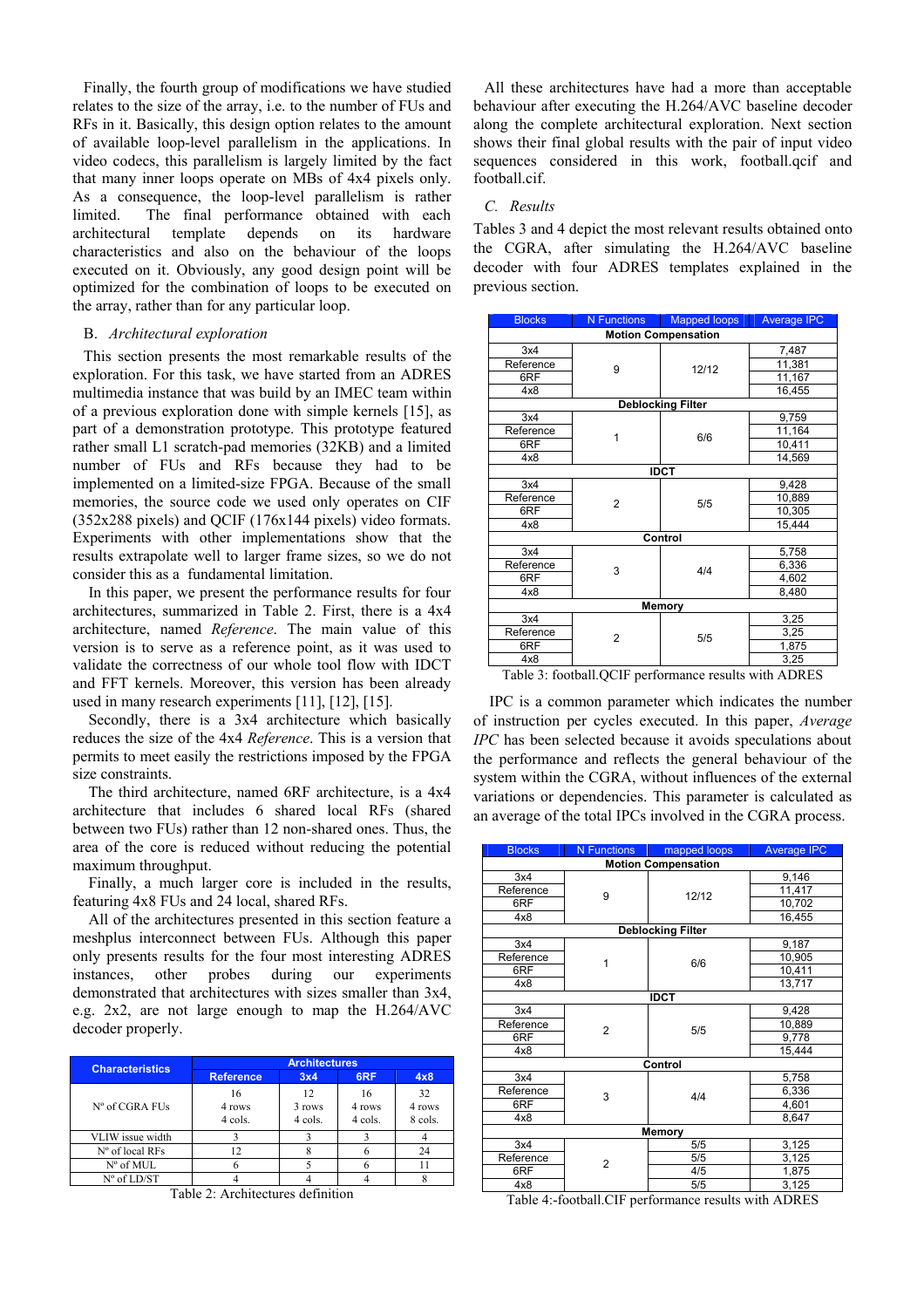Finally, the fourth group of modifications we have studied relates to the size of the array, i.e. to the number of FUs and RFs in it. Basically, this design option relates to the amount of available loop-level parallelism in the applications. In video codecs, this parallelism is largely limited by the fact that many inner loops operate on MBs of 4x4 pixels only. As a consequence, the loop-level parallelism is rather limited. The final performance obtained with each architectural template depends on its hardware characteristics and also on the behaviour of the loops executed on it. Obviously, any good design point will be optimized for the combination of loops to be executed on the array, rather than for any particular loop.

## B. *Architectural exploration*

This section presents the most remarkable results of the exploration. For this task, we have started from an ADRES multimedia instance that was build by an IMEC team within of a previous exploration done with simple kernels [15], as part of a demonstration prototype. This prototype featured rather small L1 scratch-pad memories (32KB) and a limited number of FUs and RFs because they had to be implemented on a limited-size FPGA. Because of the small memories, the source code we used only operates on CIF (352x288 pixels) and QCIF (176x144 pixels) video formats. Experiments with other implementations show that the results extrapolate well to larger frame sizes, so we do not consider this as a fundamental limitation.

In this paper, we present the performance results for four architectures, summarized in Table 2. First, there is a 4x4 architecture, named *Reference*. The main value of this version is to serve as a reference point, as it was used to validate the correctness of our whole tool flow with IDCT and FFT kernels. Moreover, this version has been already used in many research experiments [11], [12], [15].

Secondly, there is a 3x4 architecture which basically reduces the size of the 4x4 *Reference*. This is a version that permits to meet easily the restrictions imposed by the FPGA size constraints.

The third architecture, named 6RF architecture, is a 4x4 architecture that includes 6 shared local RFs (shared between two FUs) rather than 12 non-shared ones. Thus, the area of the core is reduced without reducing the potential maximum throughput.

Finally, a much larger core is included in the results, featuring 4x8 FUs and 24 local, shared RFs.

All of the architectures presented in this section feature a meshplus interconnect between FUs. Although this paper only presents results for the four most interesting ADRES instances, other probes during our experiments demonstrated that architectures with sizes smaller than 3x4, e.g. 2x2, are not large enough to map the H.264/AVC decoder properly.

| Characteristics | Architectures | | | |
|---|---|---|---|---|
| | Reference | 3x4 | 6RF | 4x8 |
| Nº of CGRA FUs | 16<br>4 rows<br>4 cols. | 12<br>3 rows<br>4 cols. | 16<br>4 rows<br>4 cols. | 32<br>4 rows<br>8 cols. |
| VLIW issue width | 3 | 3 | 3 | 4 |
| Nº of local RFs | 12 | 8 | 6 | 24 |
| Nº of MUL | 6 | 5 | 6 | 11 |
| Nº of LD/ST | 4 | 4 | 4 | 8 |

Table 2: Architectures definition

All these architectures have had a more than acceptable behaviour after executing the H.264/AVC baseline decoder along the complete architectural exploration. Next section shows their final global results with the pair of input video sequences considered in this work, football.qcif and football.cif.

## C. *Results*

Tables 3 and 4 depict the most relevant results obtained onto the CGRA, after simulating the H.264/AVC baseline decoder with four ADRES templates explained in the previous section.

| Blocks | N Functions | Mapped loops | Average IPC |
|---|---|---|---|
| **Motion Compensation** | | | |
| 3x4 | 9 | 12/12 | 7,487 |
| Reference | | | 11,381 |
| 6RF | | | 11,167 |
| 4x8 | | | 16,455 |
| **Deblocking Filter** | | | |
| 3x4 | 1 | 6/6 | 9,759 |
| Reference | | | 11,164 |
| 6RF | | | 10,411 |
| 4x8 | | | 14,569 |
| **IDCT** | | | |
| 3x4 | 2 | 5/5 | 9,428 |
| Reference | | | 10,889 |
| 6RF | | | 10,305 |
| 4x8 | | | 15,444 |
| **Control** | | | |
| 3x4 | 3 | 4/4 | 5,758 |
| Reference | | | 6,336 |
| 6RF | | | 4,602 |
| 4x8 | | | 8,480 |
| **Memory** | | | |
| 3x4 | 2 | 5/5 | 3,25 |
| Reference | | | 3,25 |
| 6RF | | | 1,875 |
| 4x8 | | | 3,25 |

Table 3: football.QCIF performance results with ADRES

IPC is a common parameter which indicates the number of instruction per cycles executed. In this paper, *Average IPC* has been selected because it avoids speculations about the performance and reflects the general behaviour of the system within the CGRA, without influences of the external variations or dependencies. This parameter is calculated as an average of the total IPCs involved in the CGRA process.

| Blocks | N Functions | mapped loops | Average IPC |
|---|---|---|---|
| **Motion Compensation** | | | |
| 3x4 | 9 | 12/12 | 9,146 |
| Reference | | | 11,417 |
| 6RF | | | 10,702 |
| 4x8 | | | 16,455 |
| **Deblocking Filter** | | | |
| 3x4 | 1 | 6/6 | 9,187 |
| Reference | | | 10,905 |
| 6RF | | | 10,411 |
| 4x8 | | | 13,717 |
| **IDCT** | | | |
| 3x4 | 2 | 5/5 | 9,428 |
| Reference | | | 10,889 |
| 6RF | | | 9,778 |
| 4x8 | | | 15,444 |
| **Control** | | | |
| 3x4 | 3 | 4/4 | 5,758 |
| Reference | | | 6,336 |
| 6RF | | | 4,601 |
| 4x8 | | | 8,647 |
| **Memory** | | | |
| 3x4 | 2 | 5/5 | 3,125 |
| Reference | | 5/5 | 3,125 |
| 6RF | | 4/5 | 1,875 |
| 4x8 | | 5/5 | 3,125 |

Table 4:-football.CIF performance results with ADRES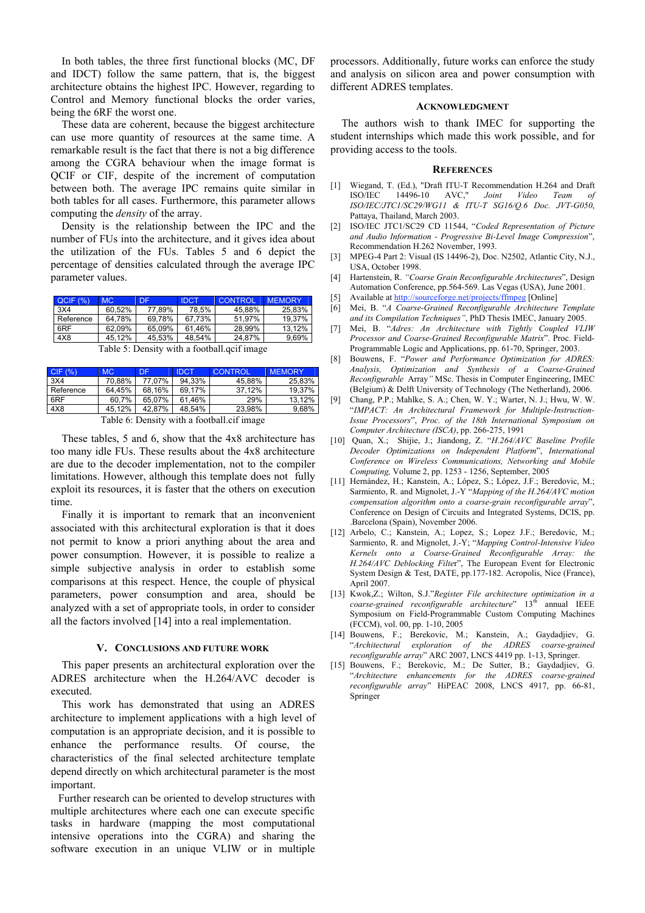In both tables, the three first functional blocks (MC, DF and IDCT) follow the same pattern, that is, the biggest architecture obtains the highest IPC. However, regarding to Control and Memory functional blocks the order varies, being the 6RF the worst one.

These data are coherent, because the biggest architecture can use more quantity of resources at the same time. A remarkable result is the fact that there is not a big difference among the CGRA behaviour when the image format is QCIF or CIF, despite of the increment of computation between both. The average IPC remains quite similar in both tables for all cases. Furthermore, this parameter allows computing the *density* of the array.

Density is the relationship between the IPC and the number of FUs into the architecture, and it gives idea about the utilization of the FUs. Tables 5 and 6 depict the percentage of densities calculated through the average IPC parameter values.

| QCIF (%) | MC | DF | IDCT | CONTROL | MEMORY |
|---|---|---|---|---|---|
| 3X4 | 60,52% | 77,89% | 78,5% | 45,88% | 25,83% |
| Reference | 64,78% | 69,78% | 67,73% | 51,97% | 19,37% |
| 6RF | 62,09% | 65,09% | 61,46% | 28,99% | 13,12% |
| 4X8 | 45,12% | 45,53% | 48,54% | 24,87% | 9,69% |

Table 5: Density with a football.qcif image

| CIF (%) | MC | DF | IDCT | CONTROL | MEMORY |
|---|---|---|---|---|---|
| 3X4 | 70,88% | 77,07% | 94,33% | 45,88% | 25,83% |
| Reference | 64,45% | 68,16% | 69,17% | 37,12% | 19,37% |
| 6RF | 60,7% | 65,07% | 61,46% | 29% | 13,12% |
| 4X8 | 45,12% | 42,87% | 48,54% | 23,98% | 9,68% |

Table 6: Density with a football.cif image

These tables, 5 and 6, show that the 4x8 architecture has too many idle FUs. These results about the 4x8 architecture are due to the decoder implementation, not to the compiler limitations. However, although this template does not fully exploit its resources, it is faster that the others on execution time.

Finally it is important to remark that an inconvenient associated with this architectural exploration is that it does not permit to know a priori anything about the area and power consumption. However, it is possible to realize a simple subjective analysis in order to establish some comparisons at this respect. Hence, the couple of physical parameters, power consumption and area, should be analyzed with a set of appropriate tools, in order to consider all the factors involved [14] into a real implementation.

## V. Conclusions and Future Work

This paper presents an architectural exploration over the ADRES architecture when the H.264/AVC decoder is executed.

This work has demonstrated that using an ADRES architecture to implement applications with a high level of computation is an appropriate decision, and it is possible to enhance the performance results. Of course, the characteristics of the final selected architecture template depend directly on which architectural parameter is the most important.

Further research can be oriented to develop structures with multiple architectures where each one can execute specific tasks in hardware (mapping the most computational intensive operations into the CGRA) and sharing the software execution in an unique VLIW or in multiple processors. Additionally, future works can enforce the study and analysis on silicon area and power consumption with different ADRES templates.

## Acknowledgment

The authors wish to thank IMEC for supporting the student internships which made this work possible, and for providing access to the tools.

## References

[1] Wiegand, T. (Ed.), "Draft ITU-T Recommendation H.264 and Draft ISO/IEC 14496-10 AVC," *Joint Video Team of ISO/IEC/JTC1/SC29/WG11 & ITU-T SG16/Q.6 Doc. JVT-G050*, Pattaya, Thailand, March 2003.

[2] ISO/IEC JTC1/SC29 CD 11544, "*Coded Representation of Picture and Audio Information - Progressive Bi-Level Image Compression*", Recommendation H.262 November, 1993.

[3] MPEG-4 Part 2: Visual (IS 14496-2), Doc. N2502, Atlantic City, N.J., USA, October 1998.

[4] Hartenstein, R. *"Coarse Grain Reconfigurable Architectures*", Design Automation Conference, pp.564-569. Las Vegas (USA), June 2001.

[5] Available at http://sourceforge.net/projects/ffmpeg [Online]

[6] Mei, B. "*A Coarse-Grained Reconfigurable Architecture Template and its Compilation Techniques"*, PhD Thesis IMEC, January 2005.

[7] Mei, B. "*Adres: An Architecture with Tightly Coupled VLIW Processor and Coarse-Grained Reconfigurable Matrix*". Proc. Field-Programmable Logic and Applications, pp. 61-70, Springer, 2003.

[8] Bouwens, F. "*Power and Performance Optimization for ADRES: Analysis, Optimization and Synthesis of a Coarse-Grained Reconfigurable* Array*"* MSc. Thesis in Computer Engineering, IMEC (Belgium) & Delft University of Technology (The Netherland), 2006.

[9] Chang, P.P.; Mahlke, S. A.; Chen, W. Y.; Warter, N. J.; Hwu, W. W. "*IMPACT: An Architectural Framework for Multiple-Instruction-Issue Processors*", *Proc. of the 18th International Symposium on Computer Architecture (ISCA)*, pp. 266-275, 1991

[10] Quan, X.; Shijie, J.; Jiandong, Z. "*H.264/AVC Baseline Profile Decoder Optimizations on Independent Platform*", *International Conference on Wireless Communications, Networking and Mobile Computing,* Volume 2, pp. 1253 - 1256, September, 2005

[11] Hernández, H.; Kanstein, A.; López, S.; López, J.F.; Beredovic, M.; Sarmiento, R. and Mignolet, J.-Y "*Mapping of the H.264/AVC motion compensation algorithm onto a coarse-grain reconfigurable array*", Conference on Design of Circuits and Integrated Systems, DCIS, pp. .Barcelona (Spain), November 2006.

[12] Arbelo, C.; Kanstein, A.; Lopez, S.; Lopez J.F.; Beredovic, M.; Sarmiento, R. and Mignolet, J.-Y; "*Mapping Control-Intensive Video Kernels onto a Coarse-Grained Reconfigurable Array: the H.264/AVC Deblocking Filter*", The European Event for Electronic System Design & Test, DATE, pp.177-182. Acropolis, Nice (France), April 2007.

[13] Kwok,Z.; Wilton, S.J."*Register File architecture optimization in a coarse-grained reconfigurable architecture*" 13th annual IEEE Symposium on Field-Programmable Custom Computing Machines (FCCM), vol. 00, pp. 1-10, 2005

[14] Bouwens, F.; Berekovic, M.; Kanstein, A.; Gaydadjiev, G. "*Architectural exploration of the ADRES coarse-grained reconfigurable array*" ARC 2007, LNCS 4419 pp. 1-13, Springer.

[15] Bouwens, F.; Berekovic, M.; De Sutter, B.; Gaydadjiev, G. "*Architecture enhancements for the ADRES coarse-grained reconfigurable array*" HiPEAC 2008, LNCS 4917, pp. 66-81, Springer